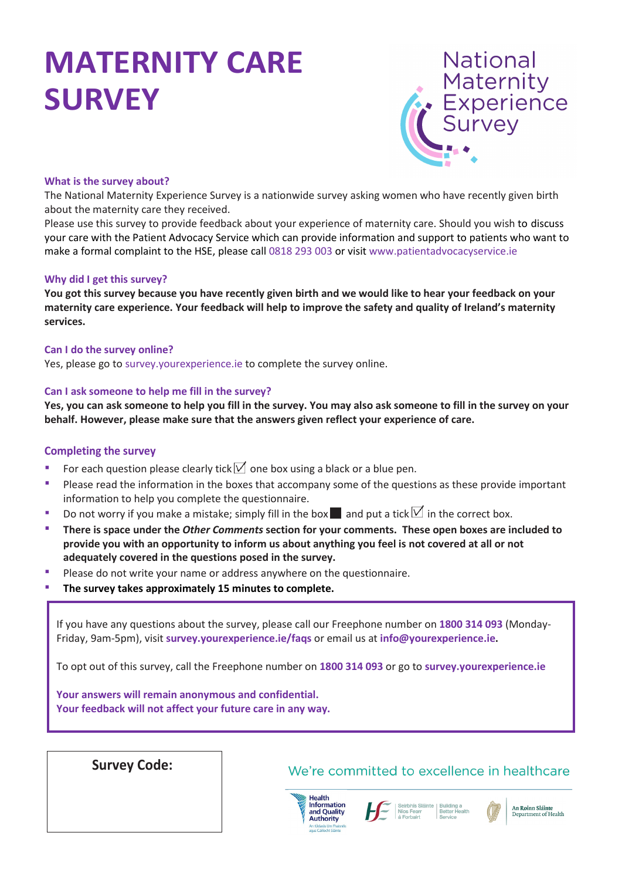# MATERNITY CARE SURVEY

National Maternity Experience Survey

### What is the survey about?

The National Maternity Experience Survey is a nationwide survey asking women who have recently given birth about the maternity care they received.

Please use this survey to provide feedback about your experience of maternity care. Should you wish to discuss your care with the Patient Advocacy Service which can provide information and support to patients who want to make a formal complaint to the HSE, please call 0818 293 003 or visit www.patientadvocacyservice.ie

### Why did I get this survey?

**You got this survey because you have recently given birth and we would like to hear your feedback on your maternity care experience. Your feedback will help to improve the safety and quality of Ireland's maternity services.**

### Can I do the survey online?

Yes, please go to survey.yourexperience.ie to complete the survey online.

### Can I ask someone to help me fill in the survey?

**Yes, you can ask someone to help you fill in the survey. You may also ask someone to fill in the survey on your behalf. However, please make sure that the answers given reflect your experience of care.**

### Completing the survey

- For each question please clearly tick ☑ one box using a black or a blue pen.
- Please read the information in the boxes that accompany some of the questions as these provide important information to help you complete the questionnaire.
- Do not worry if you make a mistake; simply fill in the box ■ and put a tick ☑ in the correct box.
- **There is space under the *Other Comments* section for your comments. These open boxes are included to provide you with an opportunity to inform us about anything you feel is not covered at all or not adequately covered in the questions posed in the survey.**
- Please do not write your name or address anywhere on the questionnaire.
- **The survey takes approximately 15 minutes to complete.**

If you have any questions about the survey, please call our Freephone number on **1800 314 093** (Monday-Friday, 9am-5pm), visit **survey.yourexperience.ie/faqs** or email us at **info@yourexperience.ie.**

To opt out of this survey, call the Freephone number on **1800 314 093** or go to **survey.yourexperience.ie**

**Your answers will remain anonymous and confidential.**
**Your feedback will not affect your future care in any way.**

**Survey Code:**

We're committed to excellence in healthcare

Health Information and Quality Authority — An tÚdarás Um Fhaisnéis agus Cáilíocht Sláinte

Seirbhís Sláinte Níos Fearr á Forbairt | Building a Better Health Service

An Roinn Sláinte Department of Health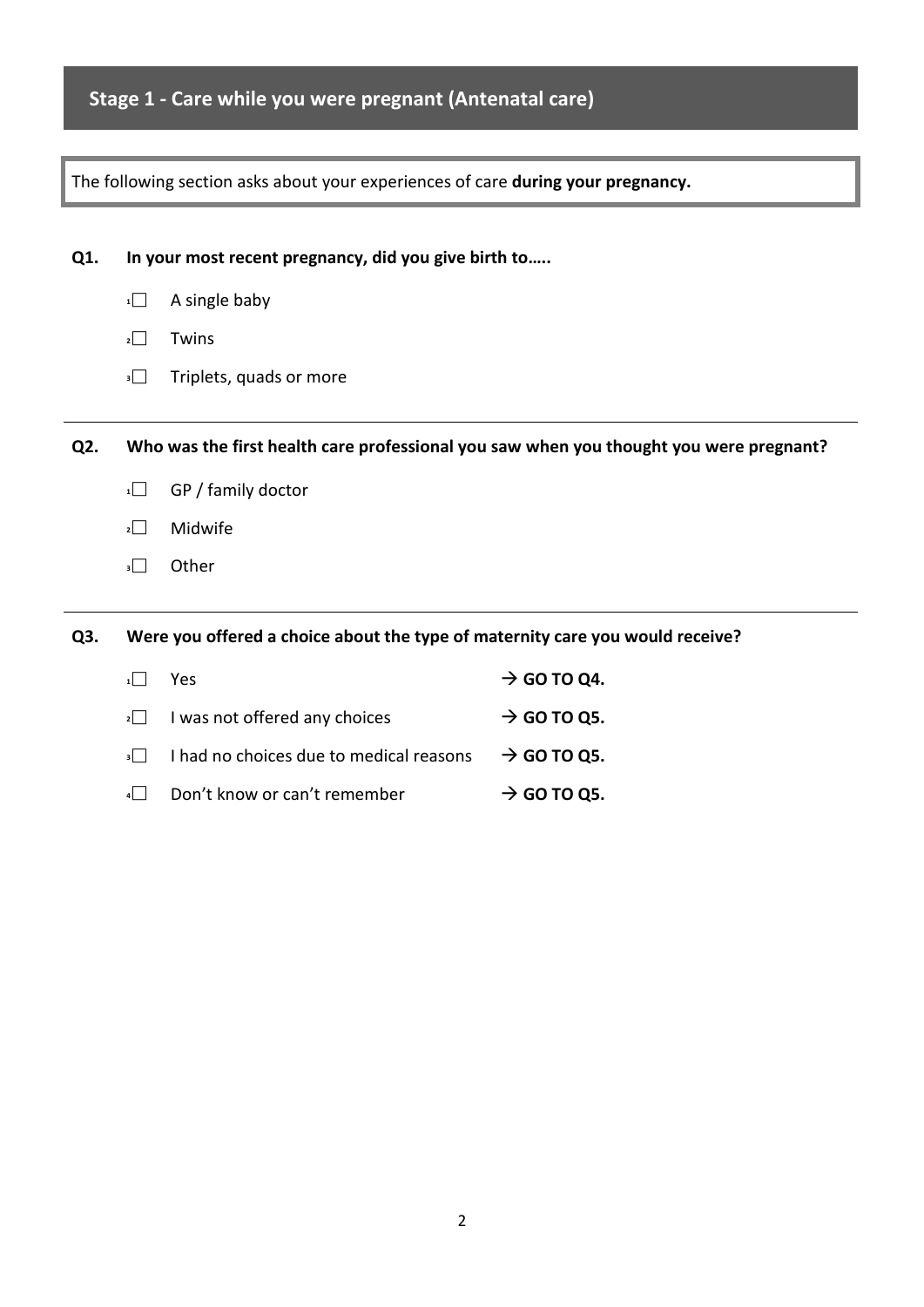## Stage 1 - Care while you were pregnant (Antenatal care)

The following section asks about your experiences of care **during your pregnancy.**

**Q1. In your most recent pregnancy, did you give birth to…..**

- 1☐ A single baby
- 2☐ Twins
- 3☐ Triplets, quads or more

---

**Q2. Who was the first health care professional you saw when you thought you were pregnant?**

- 1☐ GP / family doctor
- 2☐ Midwife
- 3☐ Other

---

**Q3. Were you offered a choice about the type of maternity care you would receive?**

- 1☐ Yes → **GO TO Q4.**
- 2☐ I was not offered any choices → **GO TO Q5.**
- 3☐ I had no choices due to medical reasons → **GO TO Q5.**
- 4☐ Don't know or can't remember → **GO TO Q5.**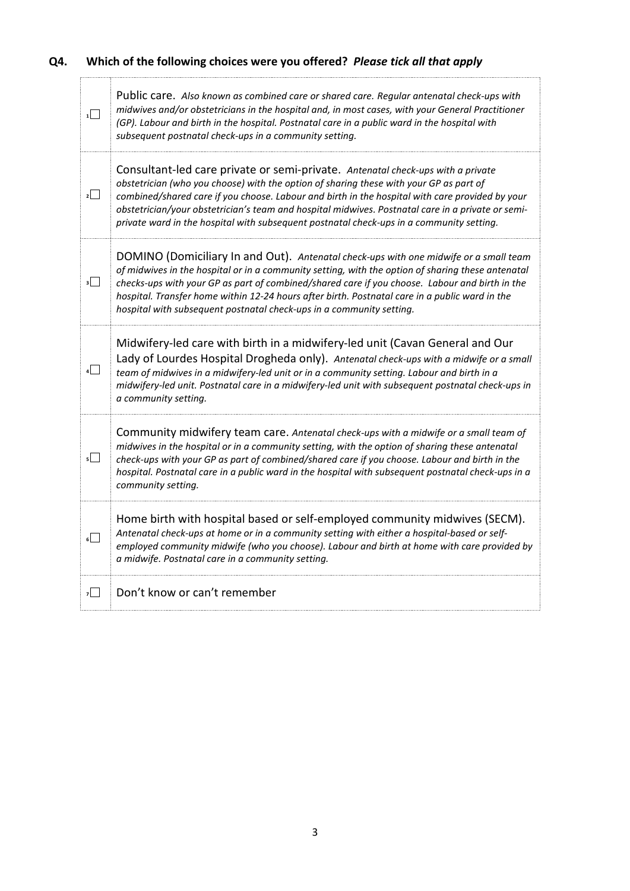## Q4. Which of the following choices were you offered? *Please tick all that apply*

| | |
|---|---|
| 1☐ | Public care. *Also known as combined care or shared care. Regular antenatal check-ups with midwives and/or obstetricians in the hospital and, in most cases, with your General Practitioner (GP). Labour and birth in the hospital. Postnatal care in a public ward in the hospital with subsequent postnatal check-ups in a community setting.* |
| 2☐ | Consultant-led care private or semi-private. *Antenatal check-ups with a private obstetrician (who you choose) with the option of sharing these with your GP as part of combined/shared care if you choose. Labour and birth in the hospital with care provided by your obstetrician/your obstetrician's team and hospital midwives. Postnatal care in a private or semi-private ward in the hospital with subsequent postnatal check-ups in a community setting.* |
| 3☐ | DOMINO (Domiciliary In and Out). *Antenatal check-ups with one midwife or a small team of midwives in the hospital or in a community setting, with the option of sharing these antenatal checks-ups with your GP as part of combined/shared care if you choose. Labour and birth in the hospital. Transfer home within 12-24 hours after birth. Postnatal care in a public ward in the hospital with subsequent postnatal check-ups in a community setting.* |
| 4☐ | Midwifery-led care with birth in a midwifery-led unit (Cavan General and Our Lady of Lourdes Hospital Drogheda only). *Antenatal check-ups with a midwife or a small team of midwives in a midwifery-led unit or in a community setting. Labour and birth in a midwifery-led unit. Postnatal care in a midwifery-led unit with subsequent postnatal check-ups in a community setting.* |
| 5☐ | Community midwifery team care. *Antenatal check-ups with a midwife or a small team of midwives in the hospital or in a community setting, with the option of sharing these antenatal check-ups with your GP as part of combined/shared care if you choose. Labour and birth in the hospital. Postnatal care in a public ward in the hospital with subsequent postnatal check-ups in a community setting.* |
| 6☐ | Home birth with hospital based or self-employed community midwives (SECM). *Antenatal check-ups at home or in a community setting with either a hospital-based or self-employed community midwife (who you choose). Labour and birth at home with care provided by a midwife. Postnatal care in a community setting.* |
| 7☐ | Don't know or can't remember |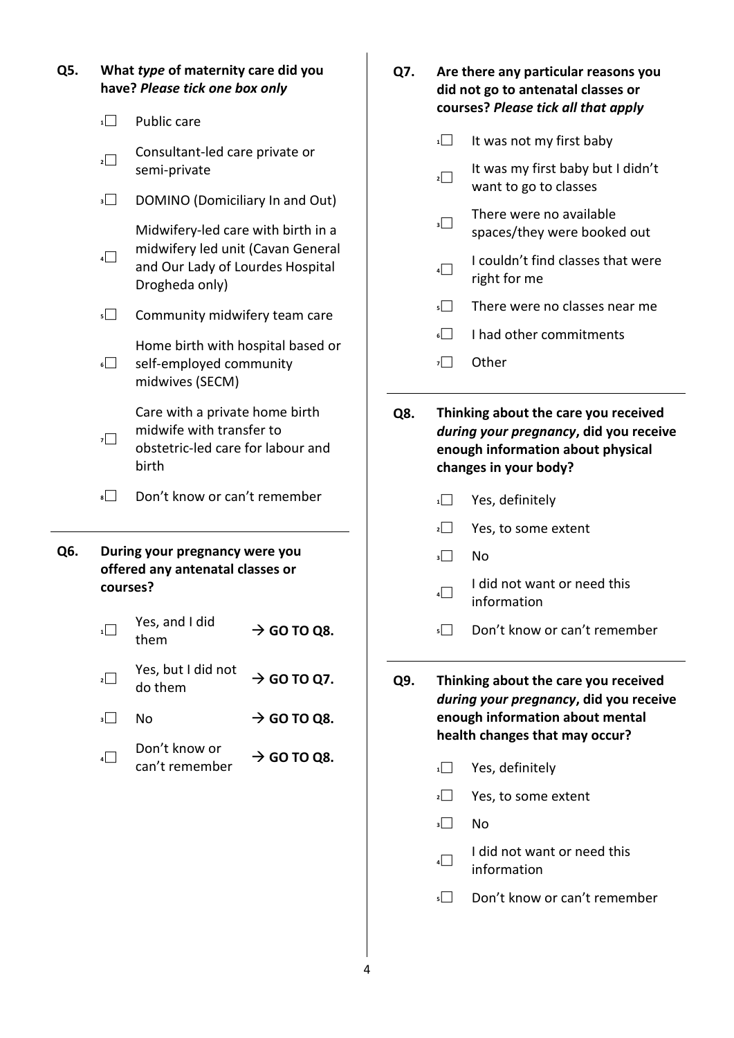**Q5. What *type* of maternity care did you have? *Please tick one box only***

1☐ Public care

2☐ Consultant-led care private or semi-private

3☐ DOMINO (Domiciliary In and Out)

4☐ Midwifery-led care with birth in a midwifery led unit (Cavan General and Our Lady of Lourdes Hospital Drogheda only)

5☐ Community midwifery team care

6☐ Home birth with hospital based or self-employed community midwives (SECM)

7☐ Care with a private home birth midwife with transfer to obstetric-led care for labour and birth

8☐ Don't know or can't remember

---

**Q6. During your pregnancy were you offered any antenatal classes or courses?**

1☐ Yes, and I did them → **GO TO Q8.**

2☐ Yes, but I did not do them → **GO TO Q7.**

3☐ No → **GO TO Q8.**

4☐ Don't know or can't remember → **GO TO Q8.**

---

**Q7. Are there any particular reasons you did not go to antenatal classes or courses? *Please tick all that apply***

1☐ It was not my first baby

2☐ It was my first baby but I didn't want to go to classes

3☐ There were no available spaces/they were booked out

4☐ I couldn't find classes that were right for me

5☐ There were no classes near me

6☐ I had other commitments

7☐ Other

---

**Q8. Thinking about the care you received *during your pregnancy*, did you receive enough information about physical changes in your body?**

1☐ Yes, definitely

2☐ Yes, to some extent

3☐ No

4☐ I did not want or need this information

5☐ Don't know or can't remember

---

**Q9. Thinking about the care you received *during your pregnancy*, did you receive enough information about mental health changes that may occur?**

1☐ Yes, definitely

2☐ Yes, to some extent

3☐ No

4☐ I did not want or need this information

5☐ Don't know or can't remember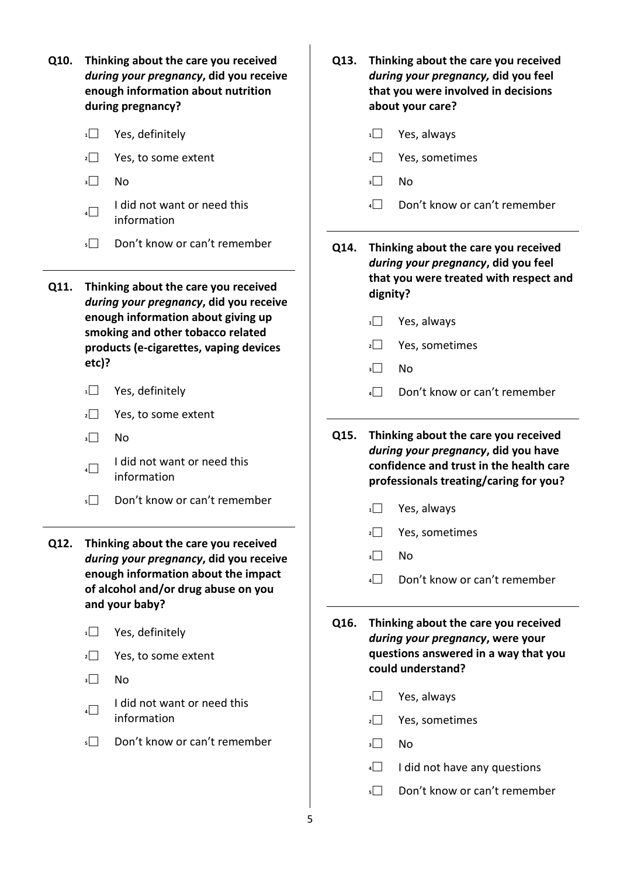**Q10. Thinking about the care you received *during your pregnancy*, did you receive enough information about nutrition during pregnancy?**

- 1☐ Yes, definitely
- 2☐ Yes, to some extent
- 3☐ No
- 4☐ I did not want or need this information
- 5☐ Don't know or can't remember

---

**Q11. Thinking about the care you received *during your pregnancy*, did you receive enough information about giving up smoking and other tobacco related products (e-cigarettes, vaping devices etc)?**

- 1☐ Yes, definitely
- 2☐ Yes, to some extent
- 3☐ No
- 4☐ I did not want or need this information
- 5☐ Don't know or can't remember

---

**Q12. Thinking about the care you received *during your pregnancy*, did you receive enough information about the impact of alcohol and/or drug abuse on you and your baby?**

- 1☐ Yes, definitely
- 2☐ Yes, to some extent
- 3☐ No
- 4☐ I did not want or need this information
- 5☐ Don't know or can't remember

---

**Q13. Thinking about the care you received *during your pregnancy,* did you feel that you were involved in decisions about your care?**

- 1☐ Yes, always
- 2☐ Yes, sometimes
- 3☐ No
- 4☐ Don't know or can't remember

---

**Q14. Thinking about the care you received *during your pregnancy*, did you feel that you were treated with respect and dignity?**

- 1☐ Yes, always
- 2☐ Yes, sometimes
- 3☐ No
- 4☐ Don't know or can't remember

---

**Q15. Thinking about the care you received *during your pregnancy*, did you have confidence and trust in the health care professionals treating/caring for you?**

- 1☐ Yes, always
- 2☐ Yes, sometimes
- 3☐ No
- 4☐ Don't know or can't remember

---

**Q16. Thinking about the care you received *during your pregnancy*, were your questions answered in a way that you could understand?**

- 1☐ Yes, always
- 2☐ Yes, sometimes
- 3☐ No
- 4☐ I did not have any questions
- 5☐ Don't know or can't remember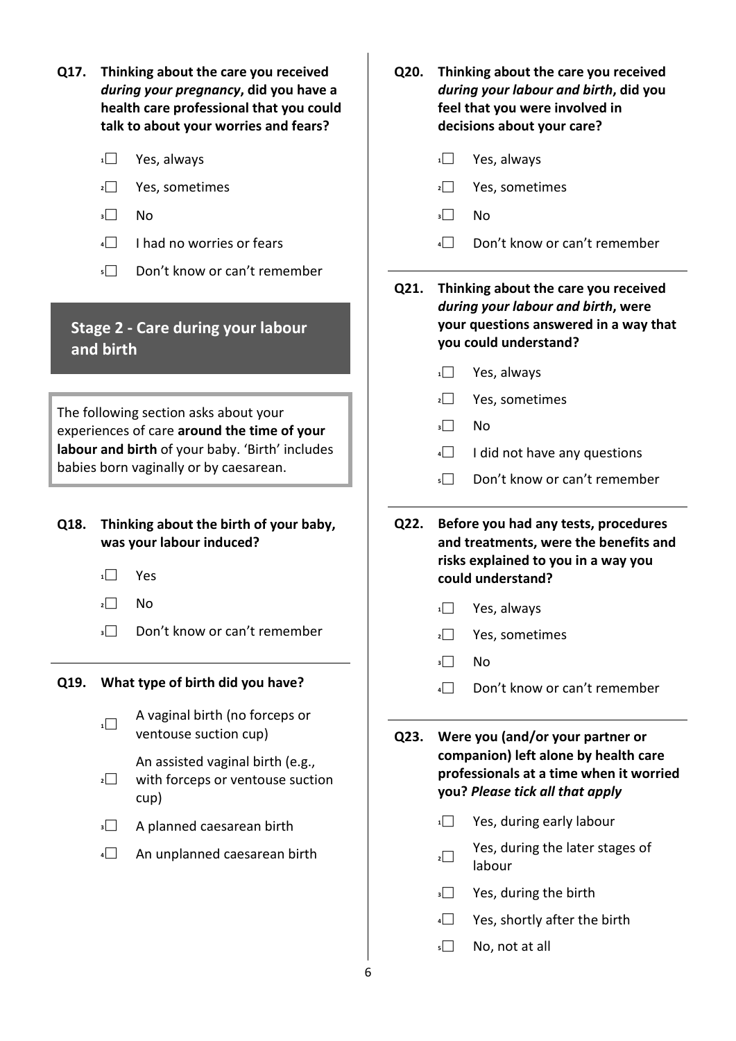**Q17. Thinking about the care you received *during your pregnancy*, did you have a health care professional that you could talk to about your worries and fears?**

- [ ] 1 Yes, always
- [ ] 2 Yes, sometimes
- [ ] 3 No
- [ ] 4 I had no worries or fears
- [ ] 5 Don't know or can't remember

## Stage 2 - Care during your labour and birth

The following section asks about your experiences of care **around the time of your labour and birth** of your baby. 'Birth' includes babies born vaginally or by caesarean.

**Q18. Thinking about the birth of your baby, was your labour induced?**

- [ ] 1 Yes
- [ ] 2 No
- [ ] 3 Don't know or can't remember

**Q19. What type of birth did you have?**

- [ ] 1 A vaginal birth (no forceps or ventouse suction cup)
- [ ] 2 An assisted vaginal birth (e.g., with forceps or ventouse suction cup)
- [ ] 3 A planned caesarean birth
- [ ] 4 An unplanned caesarean birth

**Q20. Thinking about the care you received *during your labour and birth*, did you feel that you were involved in decisions about your care?**

- [ ] 1 Yes, always
- [ ] 2 Yes, sometimes
- [ ] 3 No
- [ ] 4 Don't know or can't remember

**Q21. Thinking about the care you received *during your labour and birth*, were your questions answered in a way that you could understand?**

- [ ] 1 Yes, always
- [ ] 2 Yes, sometimes
- [ ] 3 No
- [ ] 4 I did not have any questions
- [ ] 5 Don't know or can't remember

**Q22. Before you had any tests, procedures and treatments, were the benefits and risks explained to you in a way you could understand?**

- [ ] 1 Yes, always
- [ ] 2 Yes, sometimes
- [ ] 3 No
- [ ] 4 Don't know or can't remember

**Q23. Were you (and/or your partner or companion) left alone by health care professionals at a time when it worried you? *Please tick all that apply***

- [ ] 1 Yes, during early labour
- [ ] 2 Yes, during the later stages of labour
- [ ] 3 Yes, during the birth
- [ ] 4 Yes, shortly after the birth
- [ ] 5 No, not at all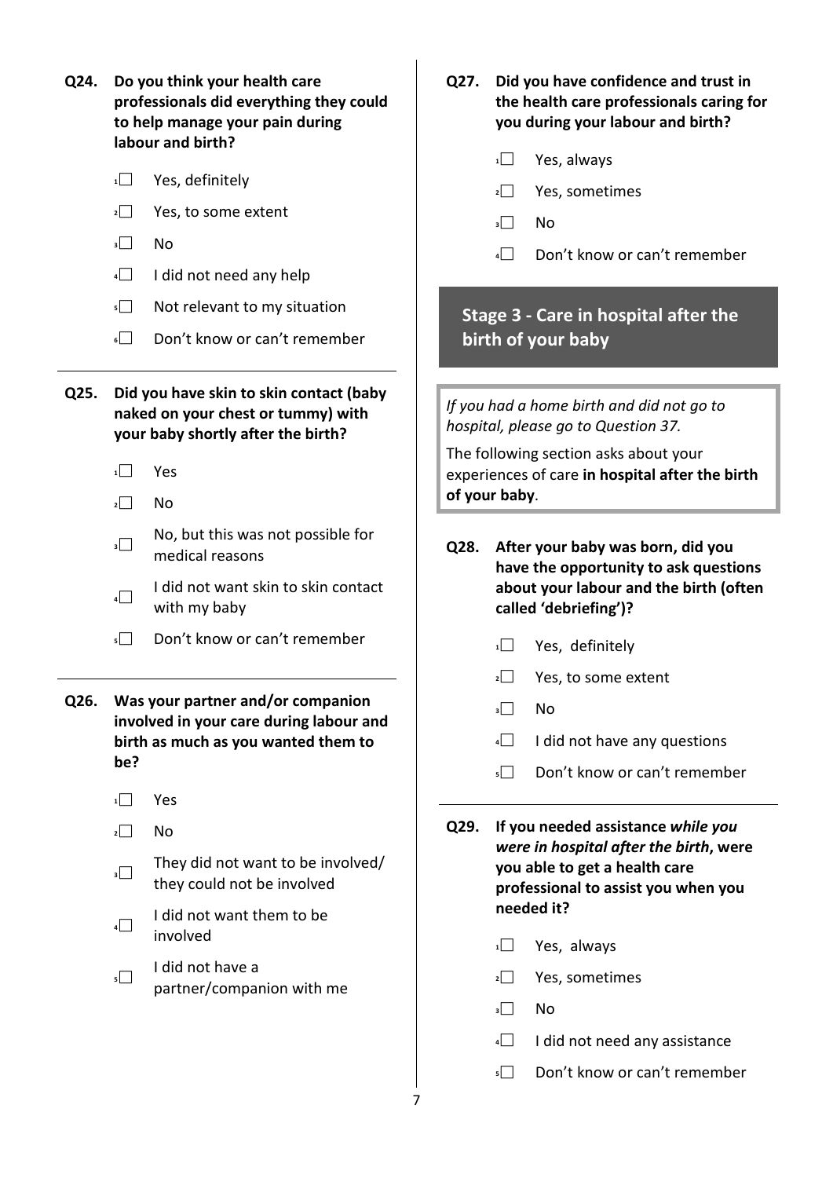**Q24. Do you think your health care professionals did everything they could to help manage your pain during labour and birth?**

- 1☐ Yes, definitely
- 2☐ Yes, to some extent
- 3☐ No
- 4☐ I did not need any help
- 5☐ Not relevant to my situation
- 6☐ Don't know or can't remember

**Q25. Did you have skin to skin contact (baby naked on your chest or tummy) with your baby shortly after the birth?**

- 1☐ Yes
- 2☐ No
- 3☐ No, but this was not possible for medical reasons
- 4☐ I did not want skin to skin contact with my baby
- 5☐ Don't know or can't remember

**Q26. Was your partner and/or companion involved in your care during labour and birth as much as you wanted them to be?**

- 1☐ Yes
- 2☐ No
- 3☐ They did not want to be involved/ they could not be involved
- 4☐ I did not want them to be involved
- 5☐ I did not have a partner/companion with me

**Q27. Did you have confidence and trust in the health care professionals caring for you during your labour and birth?**

- 1☐ Yes, always
- 2☐ Yes, sometimes
- 3☐ No
- 4☐ Don't know or can't remember

## Stage 3 - Care in hospital after the birth of your baby

*If you had a home birth and did not go to hospital, please go to Question 37.*

The following section asks about your experiences of care **in hospital after the birth of your baby**.

**Q28. After your baby was born, did you have the opportunity to ask questions about your labour and the birth (often called 'debriefing')?**

- 1☐ Yes, definitely
- 2☐ Yes, to some extent
- 3☐ No
- 4☐ I did not have any questions
- 5☐ Don't know or can't remember

**Q29. If you needed assistance *while you were in hospital after the birth*, were you able to get a health care professional to assist you when you needed it?**

- 1☐ Yes, always
- 2☐ Yes, sometimes
- 3☐ No
- 4☐ I did not need any assistance
- 5☐ Don't know or can't remember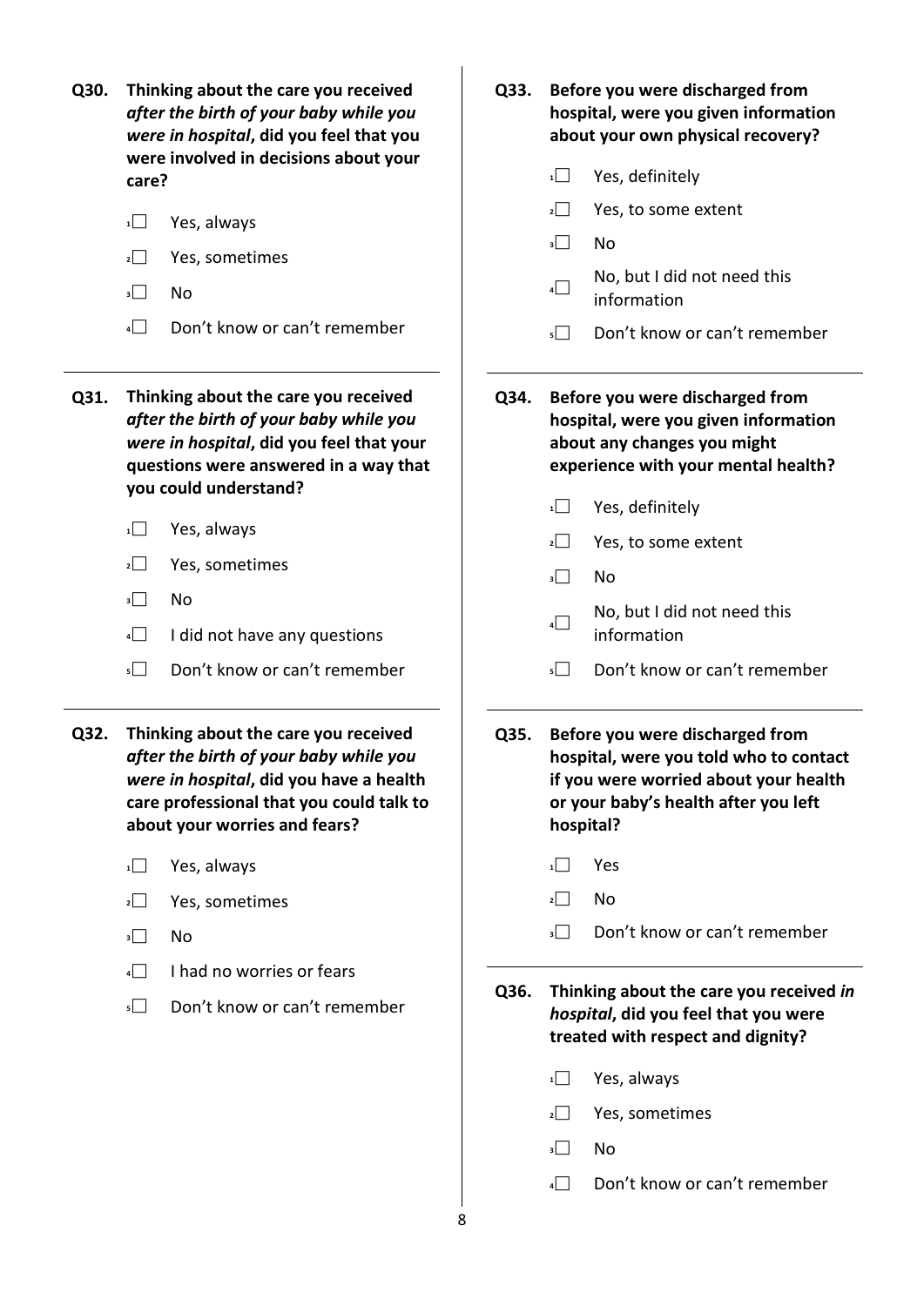**Q30. Thinking about the care you received *after the birth of your baby while you were in hospital*, did you feel that you were involved in decisions about your care?**

- [1] ☐ Yes, always
- [2] ☐ Yes, sometimes
- [3] ☐ No
- [4] ☐ Don't know or can't remember

---

**Q31. Thinking about the care you received *after the birth of your baby while you were in hospital*, did you feel that your questions were answered in a way that you could understand?**

- [1] ☐ Yes, always
- [2] ☐ Yes, sometimes
- [3] ☐ No
- [4] ☐ I did not have any questions
- [5] ☐ Don't know or can't remember

---

**Q32. Thinking about the care you received *after the birth of your baby while you were in hospital*, did you have a health care professional that you could talk to about your worries and fears?**

- [1] ☐ Yes, always
- [2] ☐ Yes, sometimes
- [3] ☐ No
- [4] ☐ I had no worries or fears
- [5] ☐ Don't know or can't remember

---

**Q33. Before you were discharged from hospital, were you given information about your own physical recovery?**

- [1] ☐ Yes, definitely
- [2] ☐ Yes, to some extent
- [3] ☐ No
- [4] ☐ No, but I did not need this information
- [5] ☐ Don't know or can't remember

---

**Q34. Before you were discharged from hospital, were you given information about any changes you might experience with your mental health?**

- [1] ☐ Yes, definitely
- [2] ☐ Yes, to some extent
- [3] ☐ No
- [4] ☐ No, but I did not need this information
- [5] ☐ Don't know or can't remember

---

**Q35. Before you were discharged from hospital, were you told who to contact if you were worried about your health or your baby's health after you left hospital?**

- [1] ☐ Yes
- [2] ☐ No
- [3] ☐ Don't know or can't remember

---

**Q36. Thinking about the care you received *in hospital*, did you feel that you were treated with respect and dignity?**

- [1] ☐ Yes, always
- [2] ☐ Yes, sometimes
- [3] ☐ No
- [4] ☐ Don't know or can't remember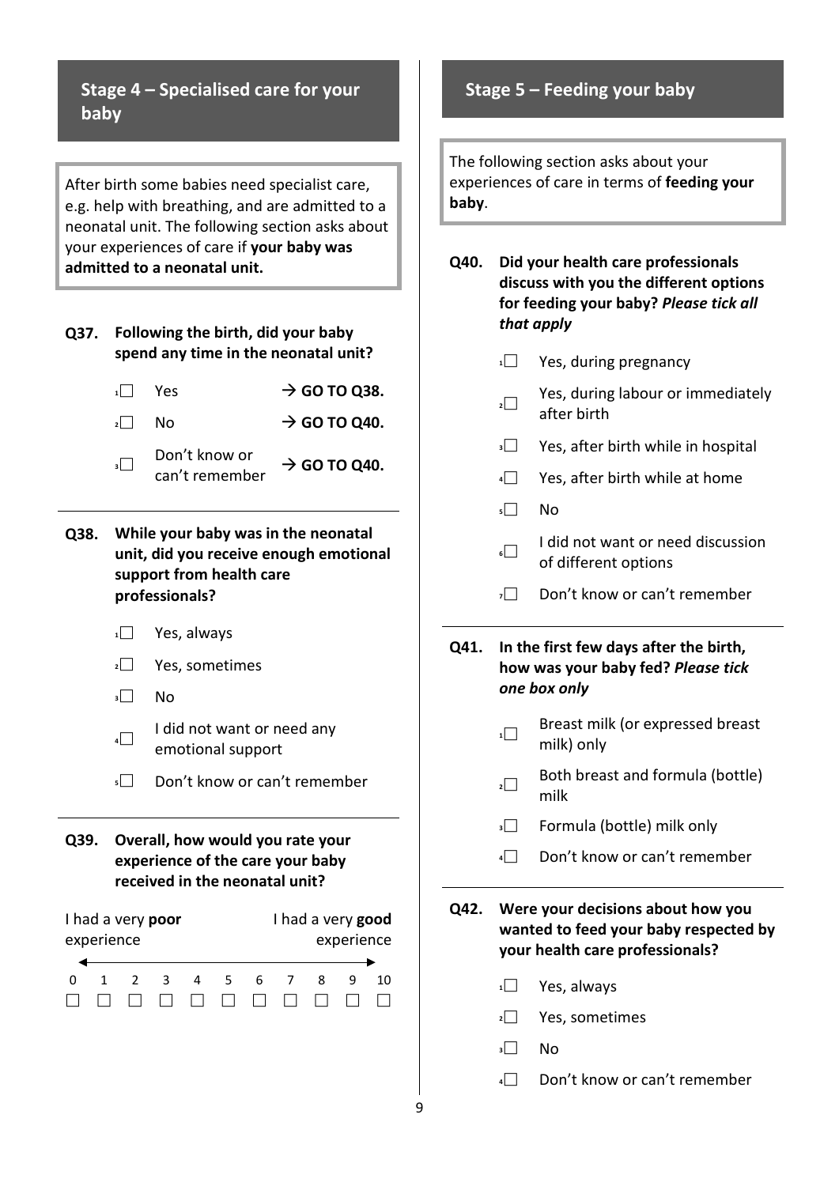## Stage 4 – Specialised care for your baby

After birth some babies need specialist care, e.g. help with breathing, and are admitted to a neonatal unit. The following section asks about your experiences of care if **your baby was admitted to a neonatal unit.**

**Q37. Following the birth, did your baby spend any time in the neonatal unit?**

- ☐ 1 Yes → **GO TO Q38.**
- ☐ 2 No → **GO TO Q40.**
- ☐ 3 Don't know or can't remember → **GO TO Q40.**

**Q38. While your baby was in the neonatal unit, did you receive enough emotional support from health care professionals?**

- ☐ 1 Yes, always
- ☐ 2 Yes, sometimes
- ☐ 3 No
- ☐ 4 I did not want or need any emotional support
- ☐ 5 Don't know or can't remember

**Q39. Overall, how would you rate your experience of the care your baby received in the neonatal unit?**

I had a very **poor** experience ← → I had a very **good** experience

| 0 | 1 | 2 | 3 | 4 | 5 | 6 | 7 | 8 | 9 | 10 |
|---|---|---|---|---|---|---|---|---|---|---|
| ☐ | ☐ | ☐ | ☐ | ☐ | ☐ | ☐ | ☐ | ☐ | ☐ | ☐ |

## Stage 5 – Feeding your baby

The following section asks about your experiences of care in terms of **feeding your baby**.

**Q40. Did your health care professionals discuss with you the different options for feeding your baby?** ***Please tick all that apply***

- ☐ 1 Yes, during pregnancy
- ☐ 2 Yes, during labour or immediately after birth
- ☐ 3 Yes, after birth while in hospital
- ☐ 4 Yes, after birth while at home
- ☐ 5 No
- ☐ 6 I did not want or need discussion of different options
- ☐ 7 Don't know or can't remember

**Q41. In the first few days after the birth, how was your baby fed?** ***Please tick one box only***

- ☐ 1 Breast milk (or expressed breast milk) only
- ☐ 2 Both breast and formula (bottle) milk
- ☐ 3 Formula (bottle) milk only
- ☐ 4 Don't know or can't remember

**Q42. Were your decisions about how you wanted to feed your baby respected by your health care professionals?**

- ☐ 1 Yes, always
- ☐ 2 Yes, sometimes
- ☐ 3 No
- ☐ 4 Don't know or can't remember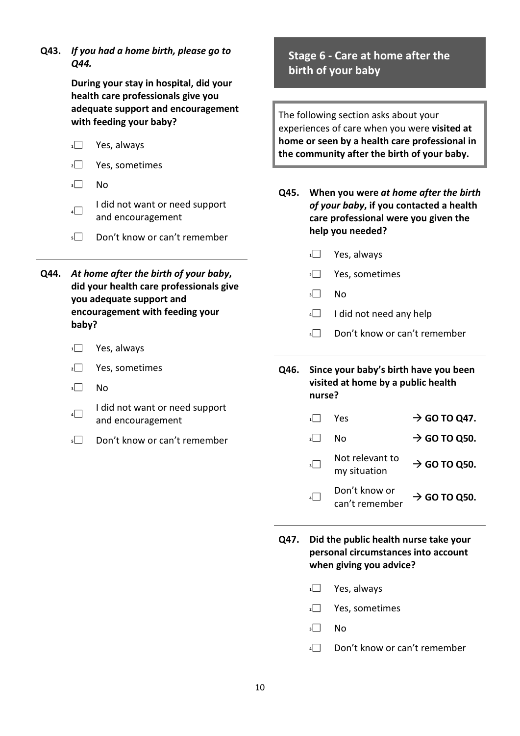**Q43.** ***If you had a home birth, please go to Q44.***

**During your stay in hospital, did your health care professionals give you adequate support and encouragement with feeding your baby?**

- 1☐ Yes, always
- 2☐ Yes, sometimes
- 3☐ No
- 4☐ I did not want or need support and encouragement
- 5☐ Don't know or can't remember

---

**Q44.** ***At home after the birth of your baby*, did your health care professionals give you adequate support and encouragement with feeding your baby?**

- 1☐ Yes, always
- 2☐ Yes, sometimes
- 3☐ No
- 4☐ I did not want or need support and encouragement
- 5☐ Don't know or can't remember

## Stage 6 - Care at home after the birth of your baby

The following section asks about your experiences of care when you were **visited at home or seen by a health care professional in the community after the birth of your baby.**

**Q45.** **When you were *at home after the birth of your baby*, if you contacted a health care professional were you given the help you needed?**

- 1☐ Yes, always
- 2☐ Yes, sometimes
- 3☐ No
- 4☐ I did not need any help
- 5☐ Don't know or can't remember

---

**Q46.** **Since your baby's birth have you been visited at home by a public health nurse?**

- 1☐ Yes → **GO TO Q47.**
- 2☐ No → **GO TO Q50.**
- 3☐ Not relevant to my situation → **GO TO Q50.**
- 4☐ Don't know or can't remember → **GO TO Q50.**

---

**Q47.** **Did the public health nurse take your personal circumstances into account when giving you advice?**

- 1☐ Yes, always
- 2☐ Yes, sometimes
- 3☐ No
- 4☐ Don't know or can't remember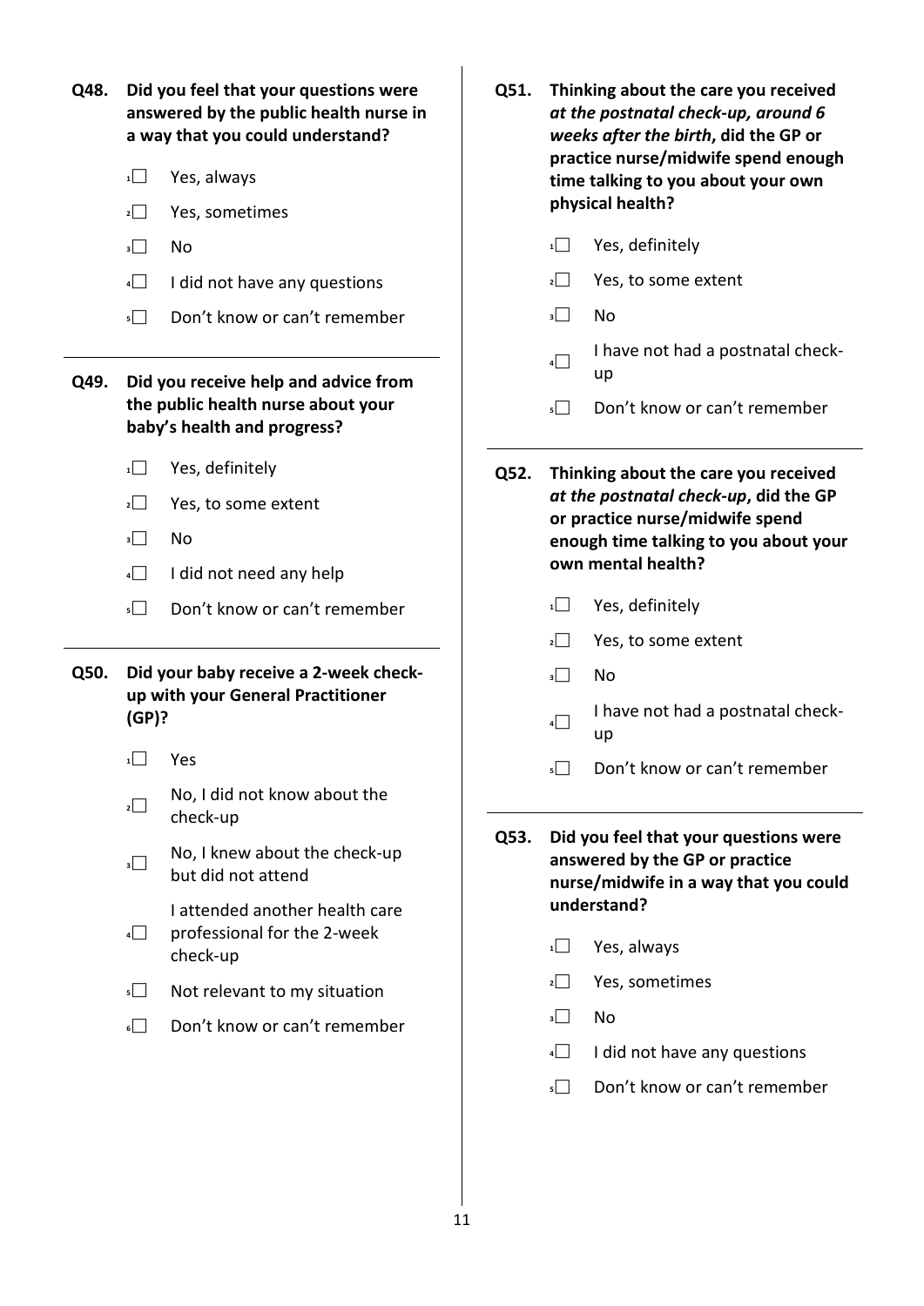**Q48. Did you feel that your questions were answered by the public health nurse in a way that you could understand?**

1☐ Yes, always

2☐ Yes, sometimes

3☐ No

4☐ I did not have any questions

5☐ Don't know or can't remember

---

**Q49. Did you receive help and advice from the public health nurse about your baby's health and progress?**

1☐ Yes, definitely

2☐ Yes, to some extent

3☐ No

4☐ I did not need any help

5☐ Don't know or can't remember

---

**Q50. Did your baby receive a 2-week check-up with your General Practitioner (GP)?**

1☐ Yes

2☐ No, I did not know about the check-up

3☐ No, I knew about the check-up but did not attend

4☐ I attended another health care professional for the 2-week check-up

5☐ Not relevant to my situation

6☐ Don't know or can't remember

---

**Q51. Thinking about the care you received *at the postnatal check-up, around 6 weeks after the birth*, did the GP or practice nurse/midwife spend enough time talking to you about your own physical health?**

1☐ Yes, definitely

2☐ Yes, to some extent

3☐ No

4☐ I have not had a postnatal check-up

5☐ Don't know or can't remember

---

**Q52. Thinking about the care you received *at the postnatal check-up*, did the GP or practice nurse/midwife spend enough time talking to you about your own mental health?**

1☐ Yes, definitely

2☐ Yes, to some extent

3☐ No

4☐ I have not had a postnatal check-up

5☐ Don't know or can't remember

---

**Q53. Did you feel that your questions were answered by the GP or practice nurse/midwife in a way that you could understand?**

1☐ Yes, always

2☐ Yes, sometimes

3☐ No

4☐ I did not have any questions

5☐ Don't know or can't remember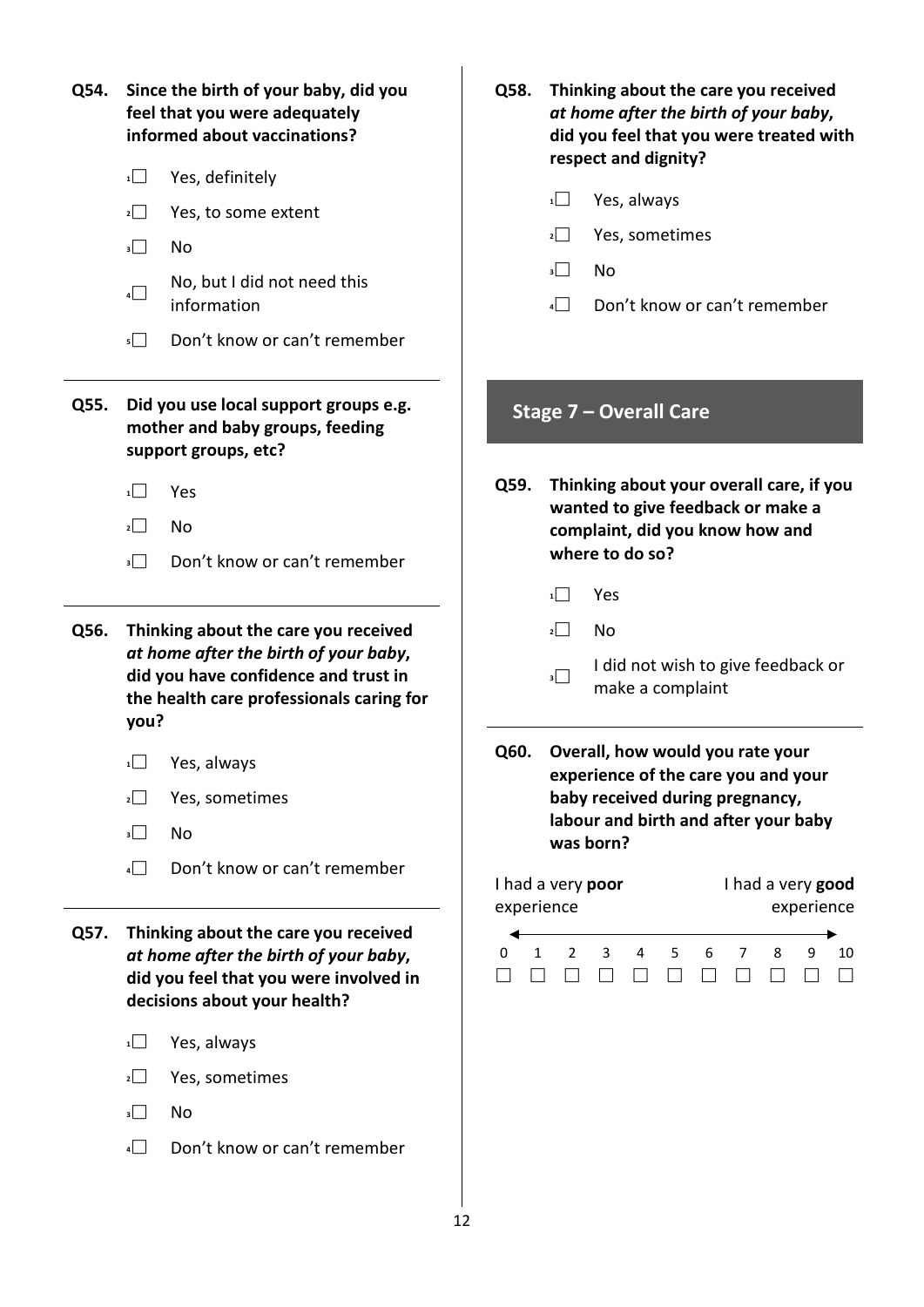**Q54. Since the birth of your baby, did you feel that you were adequately informed about vaccinations?**

1☐ Yes, definitely

2☐ Yes, to some extent

3☐ No

4☐ No, but I did not need this information

5☐ Don't know or can't remember

---

**Q55. Did you use local support groups e.g. mother and baby groups, feeding support groups, etc?**

1☐ Yes

2☐ No

3☐ Don't know or can't remember

---

**Q56. Thinking about the care you received *at home after the birth of your baby*, did you have confidence and trust in the health care professionals caring for you?**

1☐ Yes, always

2☐ Yes, sometimes

3☐ No

4☐ Don't know or can't remember

---

**Q57. Thinking about the care you received *at home after the birth of your baby*, did you feel that you were involved in decisions about your health?**

1☐ Yes, always

2☐ Yes, sometimes

3☐ No

4☐ Don't know or can't remember

---

**Q58. Thinking about the care you received *at home after the birth of your baby*, did you feel that you were treated with respect and dignity?**

1☐ Yes, always

2☐ Yes, sometimes

3☐ No

4☐ Don't know or can't remember

## Stage 7 – Overall Care

**Q59. Thinking about your overall care, if you wanted to give feedback or make a complaint, did you know how and where to do so?**

1☐ Yes

2☐ No

3☐ I did not wish to give feedback or make a complaint

---

**Q60. Overall, how would you rate your experience of the care you and your baby received during pregnancy, labour and birth and after your baby was born?**

I had a very **poor** experience ←→ I had a very **good** experience

| 0 | 1 | 2 | 3 | 4 | 5 | 6 | 7 | 8 | 9 | 10 |
|---|---|---|---|---|---|---|---|---|---|---|
| ☐ | ☐ | ☐ | ☐ | ☐ | ☐ | ☐ | ☐ | ☐ | ☐ | ☐ |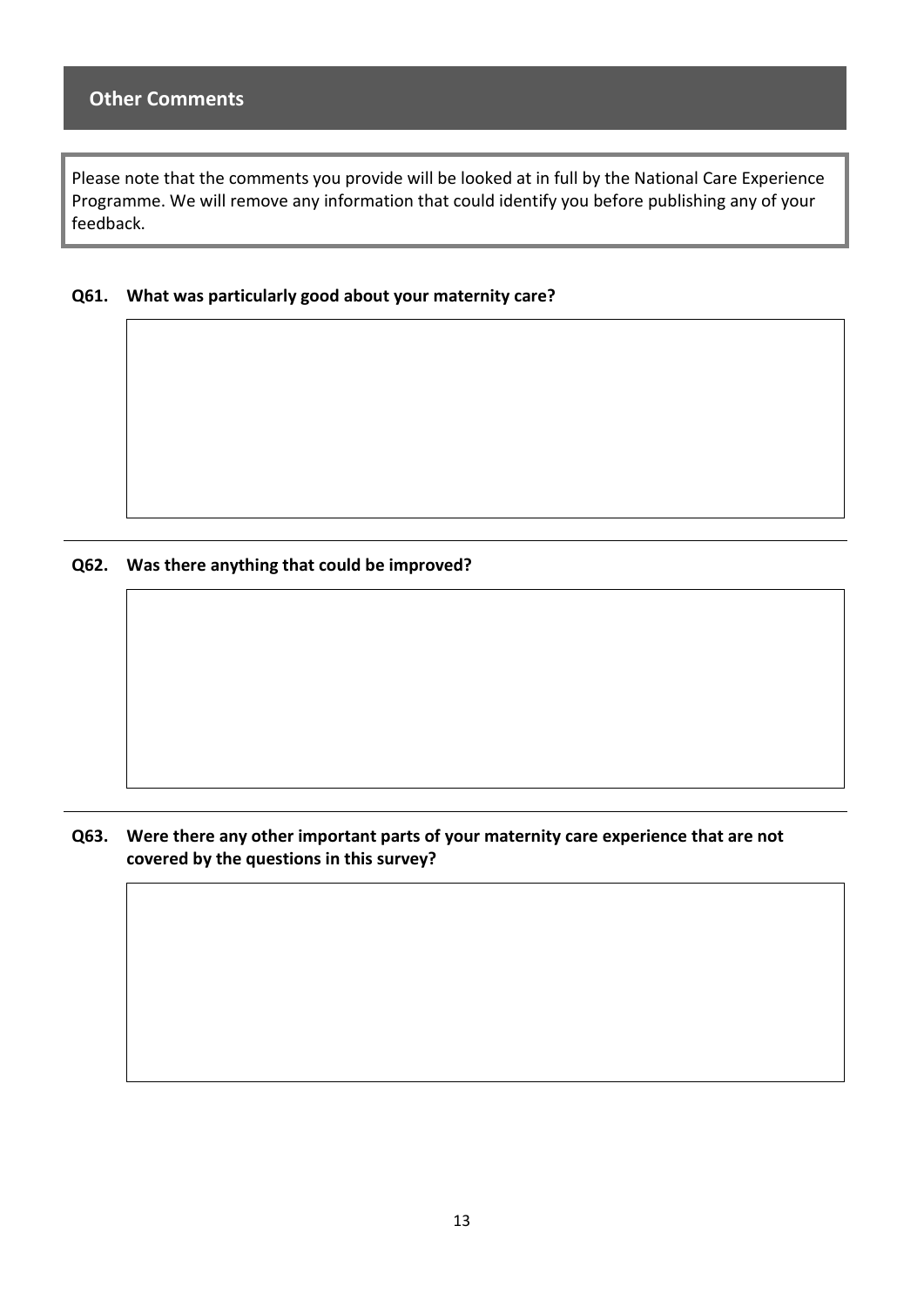## Other Comments

Please note that the comments you provide will be looked at in full by the National Care Experience Programme. We will remove any information that could identify you before publishing any of your feedback.

**Q61. What was particularly good about your maternity care?**

---

**Q62. Was there anything that could be improved?**

---

**Q63. Were there any other important parts of your maternity care experience that are not covered by the questions in this survey?**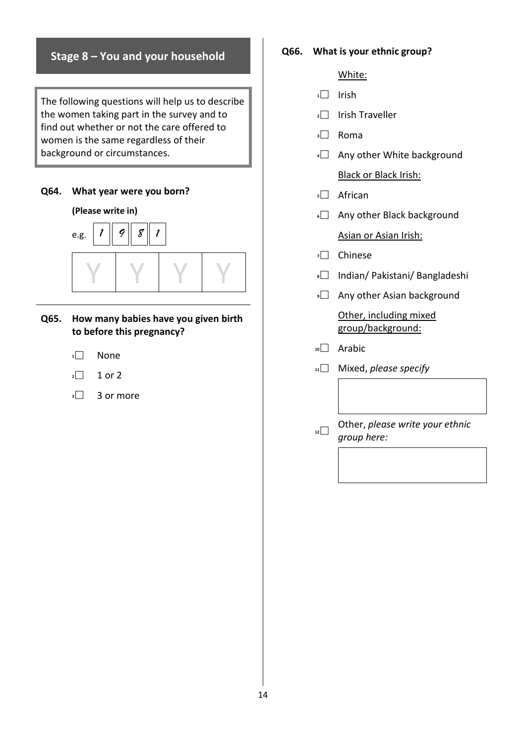## Stage 8 – You and your household

The following questions will help us to describe the women taking part in the survey and to find out whether or not the care offered to women is the same regardless of their background or circumstances.

**Q64. What year were you born?**

**(Please write in)**

e.g. | 1 | 9 | 8 | 1 |

| Y | Y | Y | Y |
|---|---|---|---|

**Q65. How many babies have you given birth to before this pregnancy?**

1☐ None

2☐ 1 or 2

3☐ 3 or more

**Q66. What is your ethnic group?**

White:

1☐ Irish

2☐ Irish Traveller

3☐ Roma

4☐ Any other White background

Black or Black Irish:

5☐ African

6☐ Any other Black background

Asian or Asian Irish:

7☐ Chinese

8☐ Indian/ Pakistani/ Bangladeshi

9☐ Any other Asian background

Other, including mixed group/background:

10☐ Arabic

11☐ Mixed, *please specify*

12☐ Other, *please write your ethnic group here:*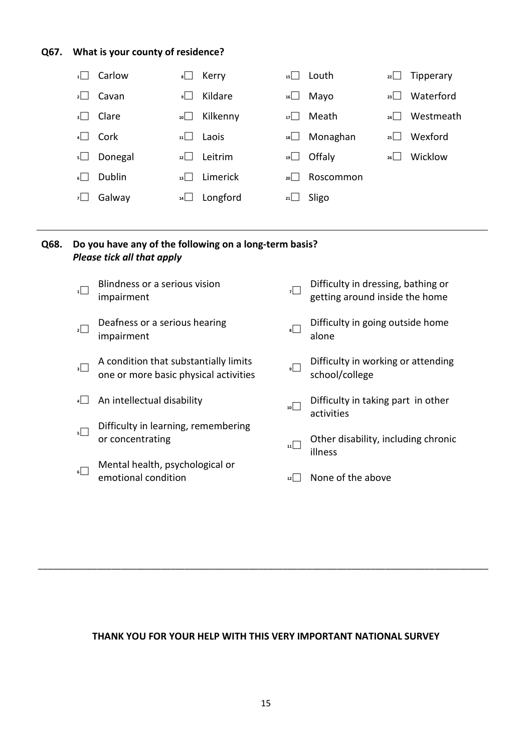**Q67. What is your county of residence?**

- 1 ☐ Carlow
- 2 ☐ Cavan
- 3 ☐ Clare
- 4 ☐ Cork
- 5 ☐ Donegal
- 6 ☐ Dublin
- 7 ☐ Galway
- 8 ☐ Kerry
- 9 ☐ Kildare
- 10 ☐ Kilkenny
- 11 ☐ Laois
- 12 ☐ Leitrim
- 13 ☐ Limerick
- 14 ☐ Longford
- 15 ☐ Louth
- 16 ☐ Mayo
- 17 ☐ Meath
- 18 ☐ Monaghan
- 19 ☐ Offaly
- 20 ☐ Roscommon
- 21 ☐ Sligo
- 22 ☐ Tipperary
- 23 ☐ Waterford
- 24 ☐ Westmeath
- 25 ☐ Wexford
- 26 ☐ Wicklow

---

**Q68. Do you have any of the following on a long-term basis?**
***Please tick all that apply***

- 1 ☐ Blindness or a serious vision impairment
- 2 ☐ Deafness or a serious hearing impairment
- 3 ☐ A condition that substantially limits one or more basic physical activities
- 4 ☐ An intellectual disability
- 5 ☐ Difficulty in learning, remembering or concentrating
- 6 ☐ Mental health, psychological or emotional condition
- 7 ☐ Difficulty in dressing, bathing or getting around inside the home
- 8 ☐ Difficulty in going outside home alone
- 9 ☐ Difficulty in working or attending school/college
- 10 ☐ Difficulty in taking part in other activities
- 11 ☐ Other disability, including chronic illness
- 12 ☐ None of the above

---

**THANK YOU FOR YOUR HELP WITH THIS VERY IMPORTANT NATIONAL SURVEY**